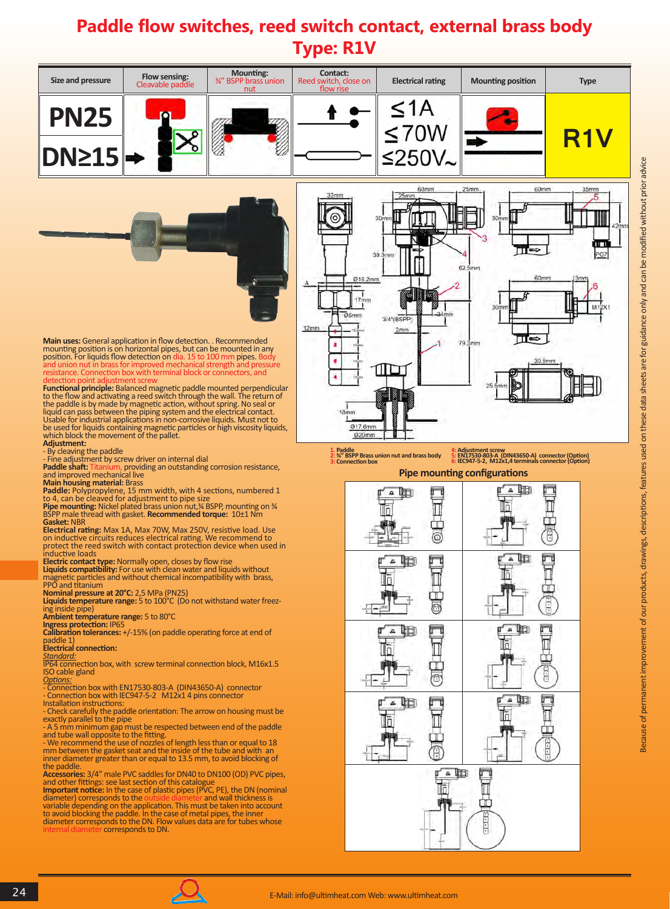# Paddle flow switches, reed switch contact, external brass body
## Type: R1V

| Size and pressure | Flow sensing: Cleavable paddle | Mounting: ¾" BSPP brass union nut | Contact: Reed switch, close on flow rise | Electrical rating | Mounting position | Type |
|---|---|---|---|---|---|---|
| PN25 DN≥15 | | | | ≤1A ≤70W ≤250V~ | | R1V |

**Main uses:** General application in flow detection. . Recommended mounting position is on horizontal pipes, but can be mounted in any position. For liquids flow detection on dia. 15 to 100 mm pipes. Body and union nut in brass for improved mechanical strength and pressure resistance. Connection box with terminal block or connectors, and detection point adjustment screw

**Functional principle:** Balanced magnetic paddle mounted perpendicular to the flow and activating a reed switch through the wall. The return of the paddle is by made by magnetic action, without spring. No seal or liquid can pass between the piping system and the electrical contact. Usable for industrial applications in non-corrosive liquids. Must not to be used for liquids containing magnetic particles or high viscosity liquids, which block the movement of the pallet.

**Adjustment:**
- By cleaving the paddle
- Fine adjustment by screw driver on internal dial

**Paddle shaft:** Titanium, providing an outstanding corrosion resistance, and improved mechanical live

**Main housing material:** Brass

**Paddle:** Polypropylene, 15 mm width, with 4 sections, numbered 1 to 4, can be cleaved for adjustment to pipe size

**Pipe mounting:** Nickel plated brass union nut,¾ BSPP, mounting on ¾ BSPP male thread with gasket. **Recommended torque:** 10±1 Nm

**Gasket:** NBR

**Electrical rating:** Max 1A, Max 70W, Max 250V, resistive load. Use on inductive circuits reduces electrical rating. We recommend to protect the reed switch with contact protection device when used in inductive loads

**Electric contact type:** Normally open, closes by flow rise

**Liquids compatibility:** For use with clean water and liquids without magnetic particles and without chemical incompatibility with brass, PPO and titanium

**Nominal pressure at 20°C:** 2,5 MPa (PN25)

**Liquids temperature range:** 5 to 100°C (Do not withstand water freezing inside pipe)

**Ambient temperature range:** 5 to 80°C

**Ingress protection:** IP65

**Calibration tolerances:** +/-15% (on paddle operating force at end of paddle 1)

**Electrical connection:**

*Standard:*
IP64 connection box, with screw terminal connection block, M16x1.5 ISO cable gland

*Options:*
- Connection box with EN17530-803-A (DIN43650-A) connector
- Connection box with IEC947-5-2 M12x1 4 pins connector

Installation instructions:
- Check carefully the paddle orientation: The arrow on housing must be exactly parallel to the pipe
- A 5 mm minimum gap must be respected between end of the paddle and tube wall opposite to the fitting.
- We recommend the use of nozzles of length less than or equal to 18 mm between the gasket seat and the inside of the tube and with an inner diameter greater than or equal to 13.5 mm, to avoid blocking of the paddle.

**Accessories:** 3/4" male PVC saddles for DN40 to DN100 (OD) PVC pipes, and other fittings: see last section of this catalogue

**Important notice:** In the case of plastic pipes (PVC, PE), the DN (nominal diameter) corresponds to the outside diameter and wall thickness is variable depending on the application. This must be taken into account to avoid blocking the paddle. In the case of metal pipes, the inner diameter corresponds to the DN. Flow values data are for tubes whose internal diameter corresponds to DN.

1: Paddle
2: ¾" BSPP Brass union nut and brass body
3: Connection box
4: Adjustment screw
5: EN17530-803-A (DIN43650-A) connector (Option)
6: IEC947-5-2, M12x1,4 terminals connector (Option)

### Pipe mounting configurations

Because of permanent improvement of our products, drawings, descriptions, features used on these data sheets are for guidance only and can be modified without prior advice

E-Mail: info@ultimheat.com Web: www.ultimheat.com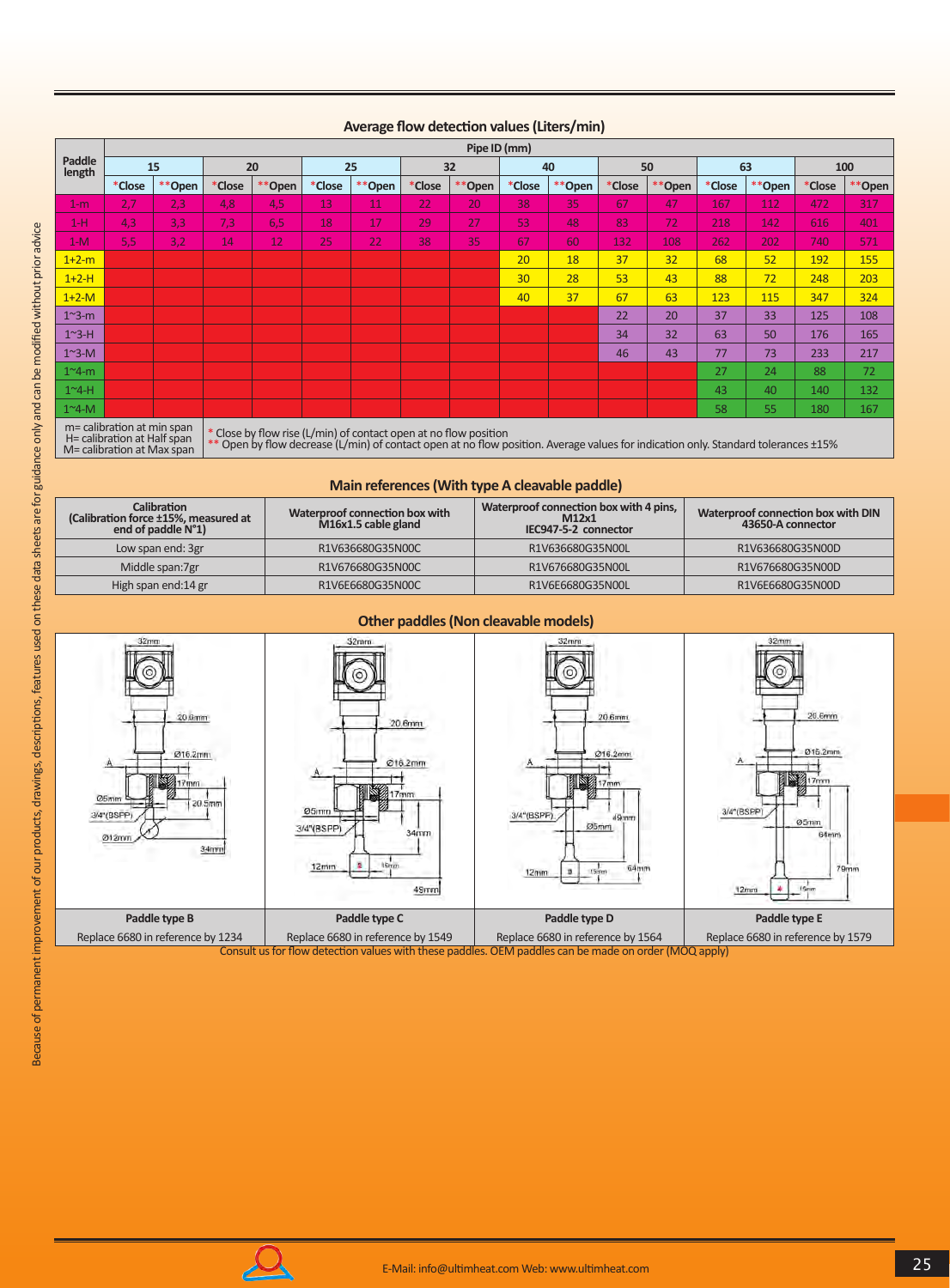## Average flow detection values (Liters/min)

| Paddle length | Pipe ID (mm) 15 | | 20 | | 25 | | 32 | | 40 | | 50 | | 63 | | 100 | |
|---|---|---|---|---|---|---|---|---|---|---|---|---|---|---|---|---|
| | *Close | **Open | *Close | **Open | *Close | **Open | *Close | **Open | *Close | **Open | *Close | **Open | *Close | **Open | *Close | **Open |
| 1-m | 2,7 | 2,3 | 4,8 | 4,5 | 13 | 11 | 22 | 20 | 38 | 35 | 67 | 47 | 167 | 112 | 472 | 317 |
| 1-H | 4,3 | 3,3 | 7,3 | 6,5 | 18 | 17 | 29 | 27 | 53 | 48 | 83 | 72 | 218 | 142 | 616 | 401 |
| 1-M | 5,5 | 3,2 | 14 | 12 | 25 | 22 | 38 | 35 | 67 | 60 | 132 | 108 | 262 | 202 | 740 | 571 |
| 1+2-m | | | | | | | | | 20 | 18 | 37 | 32 | 68 | 52 | 192 | 155 |
| 1+2-H | | | | | | | | | 30 | 28 | 53 | 43 | 88 | 72 | 248 | 203 |
| 1+2-M | | | | | | | | | 40 | 37 | 67 | 63 | 123 | 115 | 347 | 324 |
| 1~3-m | | | | | | | | | | | 22 | 20 | 37 | 33 | 125 | 108 |
| 1~3-H | | | | | | | | | | | 34 | 32 | 63 | 50 | 176 | 165 |
| 1~3-M | | | | | | | | | | | 46 | 43 | 77 | 73 | 233 | 217 |
| 1~4-m | | | | | | | | | | | | | 27 | 24 | 88 | 72 |
| 1~4-H | | | | | | | | | | | | | 43 | 40 | 140 | 132 |
| 1~4-M | | | | | | | | | | | | | 58 | 55 | 180 | 167 |

m= calibration at min span
H= calibration at Half span
M= calibration at Max span

* Close by flow rise (L/min) of contact open at no flow position
** Open by flow decrease (L/min) of contact open at no flow position. Average values for indication only. Standard tolerances ±15%

## Main references (With type A cleavable paddle)

| Calibration (Calibration force ±15%, measured at end of paddle N°1) | Waterproof connection box with M16x1.5 cable gland | Waterproof connection box with 4 pins, M12x1 IEC947-5-2 connector | Waterproof connection box with DIN 43650-A connector |
|---|---|---|---|
| Low span end: 3gr | R1V636680G35N00C | R1V636680G35N00L | R1V636680G35N00D |
| Middle span:7gr | R1V676680G35N00C | R1V676680G35N00L | R1V676680G35N00D |
| High span end:14 gr | R1V6E6680G35N00C | R1V6E6680G35N00L | R1V6E6680G35N00D |

## Other paddles (Non cleavable models)

| Paddle type B | Paddle type C | Paddle type D | Paddle type E |
|---|---|---|---|
| Replace 6680 in reference by 1234 | Replace 6680 in reference by 1549 | Replace 6680 in reference by 1564 | Replace 6680 in reference by 1579 |

Consult us for flow detection values with these paddles. OEM paddles can be made on order (MOQ apply)

Because of permanent improvement of our products, drawings, descriptions, features used on these data sheets are for guidance only and can be modified without prior advice

E-Mail: info@ultimheat.com Web: www.ultimheat.com